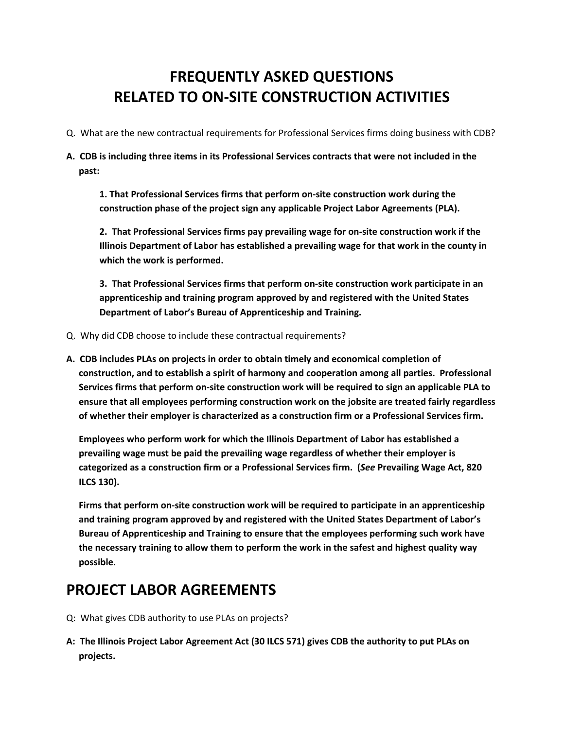# FREQUENTLY ASKED QUESTIONS RELATED TO ON-SITE CONSTRUCTION ACTIVITIES

Q. What are the new contractual requirements for Professional Services firms doing business with CDB?

**A. CDB is including three items in its Professional Services contracts that were not included in the past:**

> **1. That Professional Services firms that perform on-site construction work during the construction phase of the project sign any applicable Project Labor Agreements (PLA).**
>
> **2. That Professional Services firms pay prevailing wage for on-site construction work if the Illinois Department of Labor has established a prevailing wage for that work in the county in which the work is performed.**
>
> **3. That Professional Services firms that perform on-site construction work participate in an apprenticeship and training program approved by and registered with the United States Department of Labor's Bureau of Apprenticeship and Training.**

Q. Why did CDB choose to include these contractual requirements?

**A. CDB includes PLAs on projects in order to obtain timely and economical completion of construction, and to establish a spirit of harmony and cooperation among all parties. Professional Services firms that perform on-site construction work will be required to sign an applicable PLA to ensure that all employees performing construction work on the jobsite are treated fairly regardless of whether their employer is characterized as a construction firm or a Professional Services firm.**

**Employees who perform work for which the Illinois Department of Labor has established a prevailing wage must be paid the prevailing wage regardless of whether their employer is categorized as a construction firm or a Professional Services firm. (*See* Prevailing Wage Act, 820 ILCS 130).**

**Firms that perform on-site construction work will be required to participate in an apprenticeship and training program approved by and registered with the United States Department of Labor's Bureau of Apprenticeship and Training to ensure that the employees performing such work have the necessary training to allow them to perform the work in the safest and highest quality way possible.**

## PROJECT LABOR AGREEMENTS

Q: What gives CDB authority to use PLAs on projects?

**A: The Illinois Project Labor Agreement Act (30 ILCS 571) gives CDB the authority to put PLAs on projects.**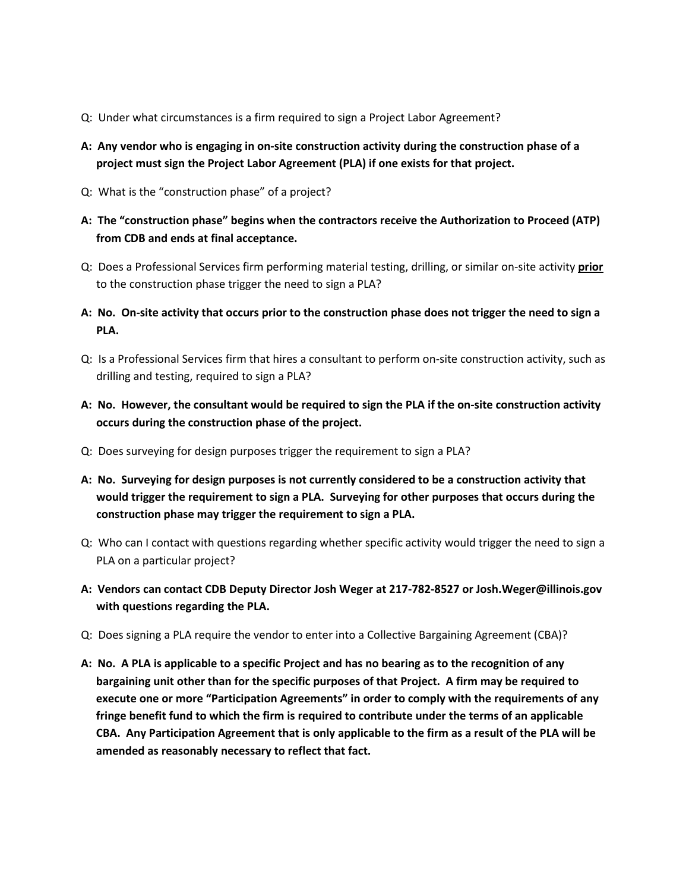Q: Under what circumstances is a firm required to sign a Project Labor Agreement?

**A: Any vendor who is engaging in on-site construction activity during the construction phase of a project must sign the Project Labor Agreement (PLA) if one exists for that project.**

Q: What is the "construction phase" of a project?

**A: The "construction phase" begins when the contractors receive the Authorization to Proceed (ATP) from CDB and ends at final acceptance.**

Q: Does a Professional Services firm performing material testing, drilling, or similar on-site activity **prior** to the construction phase trigger the need to sign a PLA?

**A: No. On-site activity that occurs prior to the construction phase does not trigger the need to sign a PLA.**

Q: Is a Professional Services firm that hires a consultant to perform on-site construction activity, such as drilling and testing, required to sign a PLA?

**A: No. However, the consultant would be required to sign the PLA if the on-site construction activity occurs during the construction phase of the project.**

Q: Does surveying for design purposes trigger the requirement to sign a PLA?

**A: No. Surveying for design purposes is not currently considered to be a construction activity that would trigger the requirement to sign a PLA. Surveying for other purposes that occurs during the construction phase may trigger the requirement to sign a PLA.**

Q: Who can I contact with questions regarding whether specific activity would trigger the need to sign a PLA on a particular project?

**A: Vendors can contact CDB Deputy Director Josh Weger at 217-782-8527 or Josh.Weger@illinois.gov with questions regarding the PLA.**

Q: Does signing a PLA require the vendor to enter into a Collective Bargaining Agreement (CBA)?

**A: No. A PLA is applicable to a specific Project and has no bearing as to the recognition of any bargaining unit other than for the specific purposes of that Project. A firm may be required to execute one or more "Participation Agreements" in order to comply with the requirements of any fringe benefit fund to which the firm is required to contribute under the terms of an applicable CBA. Any Participation Agreement that is only applicable to the firm as a result of the PLA will be amended as reasonably necessary to reflect that fact.**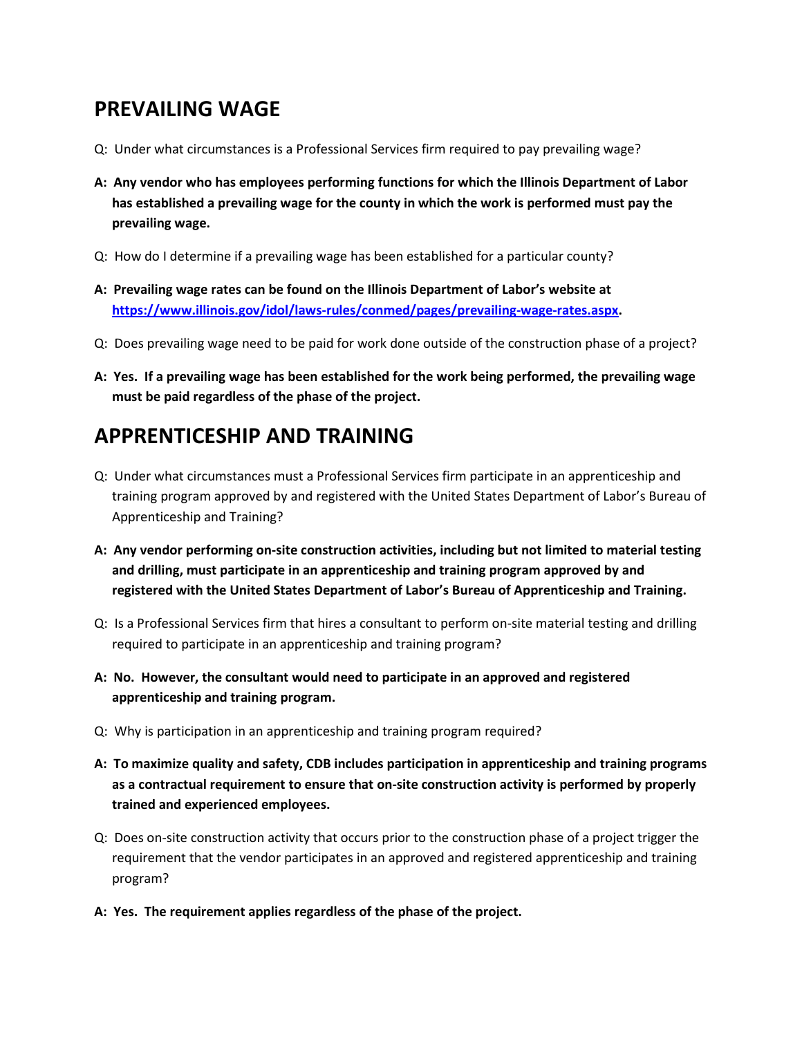## PREVAILING WAGE

Q: Under what circumstances is a Professional Services firm required to pay prevailing wage?

**A: Any vendor who has employees performing functions for which the Illinois Department of Labor has established a prevailing wage for the county in which the work is performed must pay the prevailing wage.**

Q: How do I determine if a prevailing wage has been established for a particular county?

**A: Prevailing wage rates can be found on the Illinois Department of Labor's website at [https://www.illinois.gov/idol/laws-rules/conmed/pages/prevailing-wage-rates.aspx](https://www.illinois.gov/idol/laws-rules/conmed/pages/prevailing-wage-rates.aspx).**

Q: Does prevailing wage need to be paid for work done outside of the construction phase of a project?

**A: Yes. If a prevailing wage has been established for the work being performed, the prevailing wage must be paid regardless of the phase of the project.**

## APPRENTICESHIP AND TRAINING

Q: Under what circumstances must a Professional Services firm participate in an apprenticeship and training program approved by and registered with the United States Department of Labor's Bureau of Apprenticeship and Training?

**A: Any vendor performing on-site construction activities, including but not limited to material testing and drilling, must participate in an apprenticeship and training program approved by and registered with the United States Department of Labor's Bureau of Apprenticeship and Training.**

Q: Is a Professional Services firm that hires a consultant to perform on-site material testing and drilling required to participate in an apprenticeship and training program?

**A: No. However, the consultant would need to participate in an approved and registered apprenticeship and training program.**

Q: Why is participation in an apprenticeship and training program required?

**A: To maximize quality and safety, CDB includes participation in apprenticeship and training programs as a contractual requirement to ensure that on-site construction activity is performed by properly trained and experienced employees.**

Q: Does on-site construction activity that occurs prior to the construction phase of a project trigger the requirement that the vendor participates in an approved and registered apprenticeship and training program?

**A: Yes. The requirement applies regardless of the phase of the project.**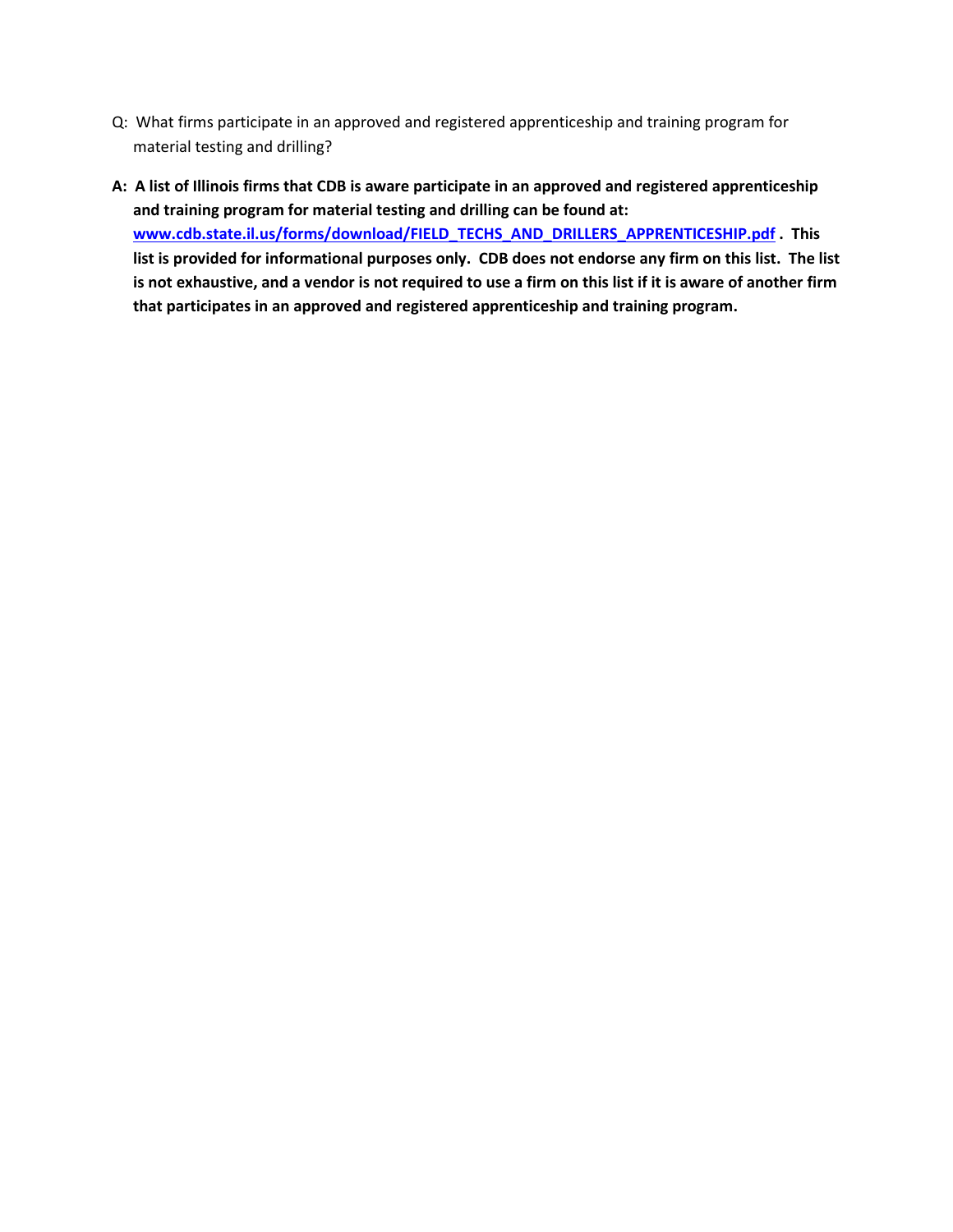Q: What firms participate in an approved and registered apprenticeship and training program for material testing and drilling?

**A: A list of Illinois firms that CDB is aware participate in an approved and registered apprenticeship and training program for material testing and drilling can be found at: [www.cdb.state.il.us/forms/download/FIELD_TECHS_AND_DRILLERS_APPRENTICESHIP.pdf](http://www.cdb.state.il.us/forms/download/FIELD_TECHS_AND_DRILLERS_APPRENTICESHIP.pdf) . This list is provided for informational purposes only. CDB does not endorse any firm on this list. The list is not exhaustive, and a vendor is not required to use a firm on this list if it is aware of another firm that participates in an approved and registered apprenticeship and training program.**